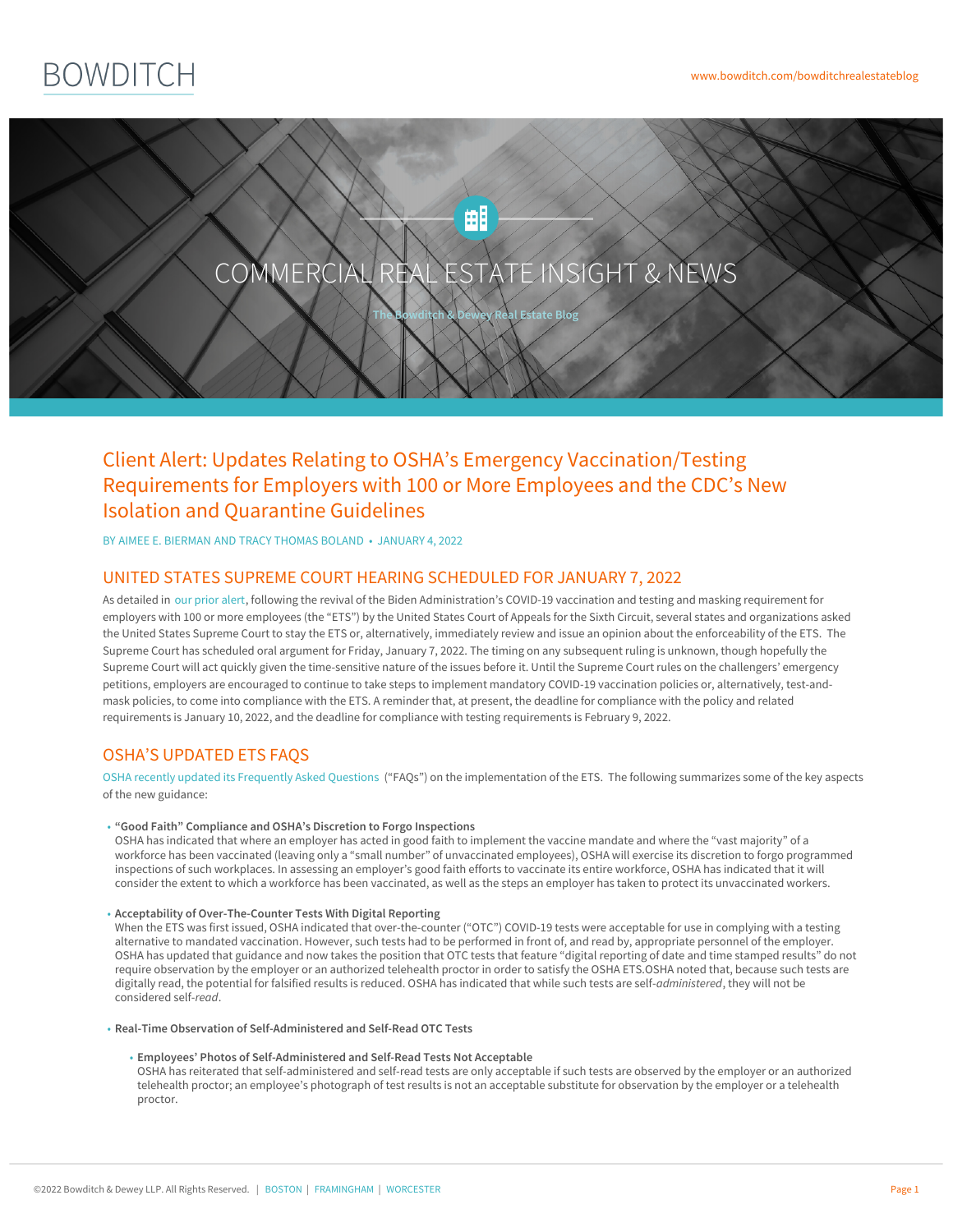BOWDITCH

www.bowditch.com/bowditchrealestateblog

COMMERCIAL REAL ESTATE INSIGHT & NEWS

The Bowditch & Dewey Real Estate Blog

# Client Alert: Updates Relating to OSHA's Emergency Vaccination/Testing Requirements for Employers with 100 or More Employees and the CDC's New Isolation and Quarantine Guidelines

BY AIMEE E. BIERMAN AND TRACY THOMAS BOLAND • JANUARY 4, 2022

## UNITED STATES SUPREME COURT HEARING SCHEDULED FOR JANUARY 7, 2022

As detailed in our prior alert, following the revival of the Biden Administration's COVID-19 vaccination and testing and masking requirement for employers with 100 or more employees (the "ETS") by the United States Court of Appeals for the Sixth Circuit, several states and organizations asked the United States Supreme Court to stay the ETS or, alternatively, immediately review and issue an opinion about the enforceability of the ETS. The Supreme Court has scheduled oral argument for Friday, January 7, 2022. The timing on any subsequent ruling is unknown, though hopefully the Supreme Court will act quickly given the time-sensitive nature of the issues before it. Until the Supreme Court rules on the challengers' emergency petitions, employers are encouraged to continue to take steps to implement mandatory COVID-19 vaccination policies or, alternatively, test-and-mask policies, to come into compliance with the ETS. A reminder that, at present, the deadline for compliance with the policy and related requirements is January 10, 2022, and the deadline for compliance with testing requirements is February 9, 2022.

## OSHA'S UPDATED ETS FAQS

OSHA recently updated its Frequently Asked Questions ("FAQs") on the implementation of the ETS. The following summarizes some of the key aspects of the new guidance:

- **"Good Faith" Compliance and OSHA's Discretion to Forgo Inspections**
  OSHA has indicated that where an employer has acted in good faith to implement the vaccine mandate and where the "vast majority" of a workforce has been vaccinated (leaving only a "small number" of unvaccinated employees), OSHA will exercise its discretion to forgo programmed inspections of such workplaces. In assessing an employer's good faith efforts to vaccinate its entire workforce, OSHA has indicated that it will consider the extent to which a workforce has been vaccinated, as well as the steps an employer has taken to protect its unvaccinated workers.

- **Acceptability of Over-The-Counter Tests With Digital Reporting**
  When the ETS was first issued, OSHA indicated that over-the-counter ("OTC") COVID-19 tests were acceptable for use in complying with a testing alternative to mandated vaccination. However, such tests had to be performed in front of, and read by, appropriate personnel of the employer. OSHA has updated that guidance and now takes the position that OTC tests that feature "digital reporting of date and time stamped results" do not require observation by the employer or an authorized telehealth proctor in order to satisfy the OSHA ETS.OSHA noted that, because such tests are digitally read, the potential for falsified results is reduced. OSHA has indicated that while such tests are self-*administered*, they will not be considered self-*read*.

- **Real-Time Observation of Self-Administered and Self-Read OTC Tests**

  - **Employees' Photos of Self-Administered and Self-Read Tests Not Acceptable**
    OSHA has reiterated that self-administered and self-read tests are only acceptable if such tests are observed by the employer or an authorized telehealth proctor; an employee's photograph of test results is not an acceptable substitute for observation by the employer or a telehealth proctor.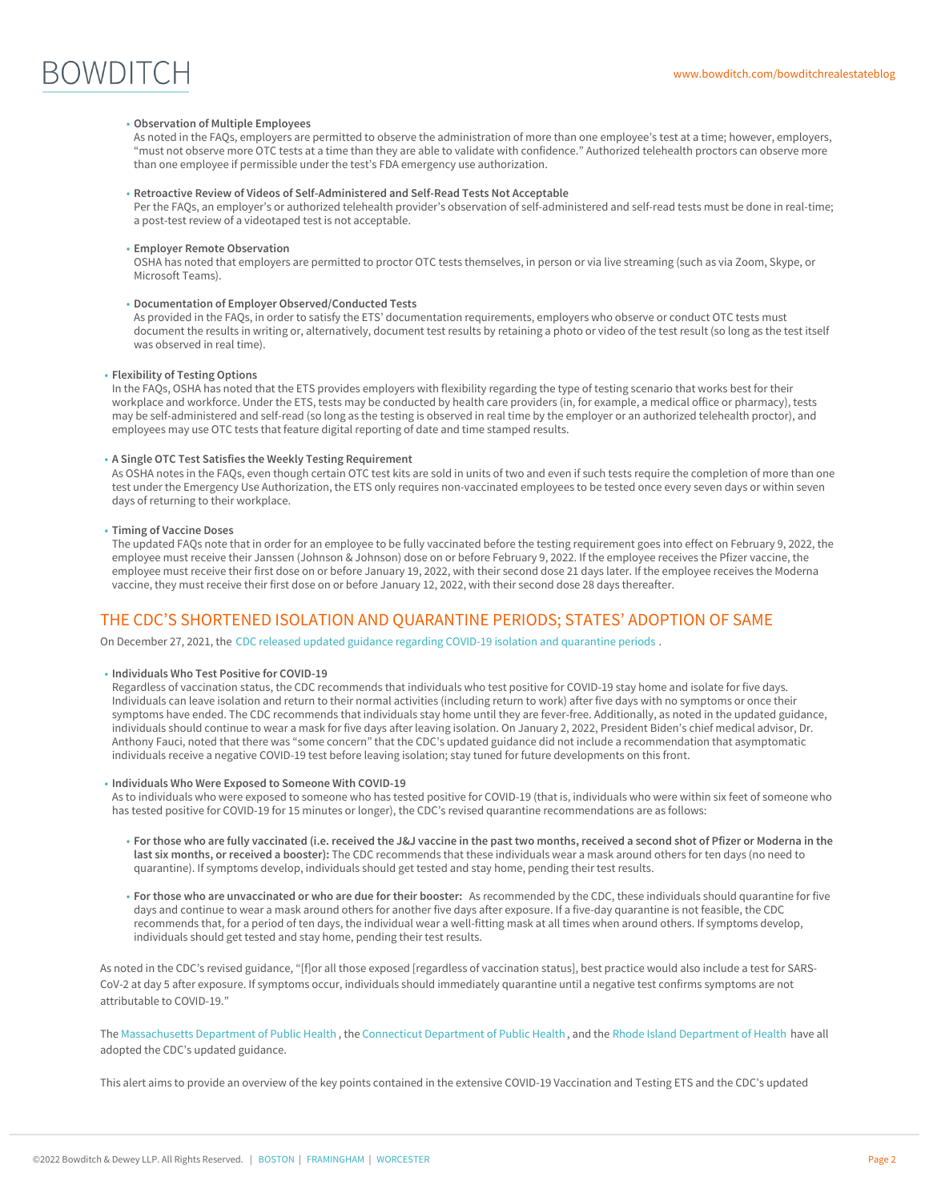- **Observation of Multiple Employees**
  As noted in the FAQs, employers are permitted to observe the administration of more than one employee's test at a time; however, employers, "must not observe more OTC tests at a time than they are able to validate with confidence." Authorized telehealth proctors can observe more than one employee if permissible under the test's FDA emergency use authorization.

- **Retroactive Review of Videos of Self-Administered and Self-Read Tests Not Acceptable**
  Per the FAQs, an employer's or authorized telehealth provider's observation of self-administered and self-read tests must be done in real-time; a post-test review of a videotaped test is not acceptable.

- **Employer Remote Observation**
  OSHA has noted that employers are permitted to proctor OTC tests themselves, in person or via live streaming (such as via Zoom, Skype, or Microsoft Teams).

- **Documentation of Employer Observed/Conducted Tests**
  As provided in the FAQs, in order to satisfy the ETS' documentation requirements, employers who observe or conduct OTC tests must document the results in writing or, alternatively, document test results by retaining a photo or video of the test result (so long as the test itself was observed in real time).

- **Flexibility of Testing Options**
  In the FAQs, OSHA has noted that the ETS provides employers with flexibility regarding the type of testing scenario that works best for their workplace and workforce. Under the ETS, tests may be conducted by health care providers (in, for example, a medical office or pharmacy), tests may be self-administered and self-read (so long as the testing is observed in real time by the employer or an authorized telehealth proctor), and employees may use OTC tests that feature digital reporting of date and time stamped results.

- **A Single OTC Test Satisfies the Weekly Testing Requirement**
  As OSHA notes in the FAQs, even though certain OTC test kits are sold in units of two and even if such tests require the completion of more than one test under the Emergency Use Authorization, the ETS only requires non-vaccinated employees to be tested once every seven days or within seven days of returning to their workplace.

- **Timing of Vaccine Doses**
  The updated FAQs note that in order for an employee to be fully vaccinated before the testing requirement goes into effect on February 9, 2022, the employee must receive their Janssen (Johnson & Johnson) dose on or before February 9, 2022. If the employee receives the Pfizer vaccine, the employee must receive their first dose on or before January 19, 2022, with their second dose 21 days later. If the employee receives the Moderna vaccine, they must receive their first dose on or before January 12, 2022, with their second dose 28 days thereafter.

## THE CDC'S SHORTENED ISOLATION AND QUARANTINE PERIODS; STATES' ADOPTION OF SAME

On December 27, 2021, the CDC released updated guidance regarding COVID-19 isolation and quarantine periods .

- **Individuals Who Test Positive for COVID-19**
  Regardless of vaccination status, the CDC recommends that individuals who test positive for COVID-19 stay home and isolate for five days. Individuals can leave isolation and return to their normal activities (including return to work) after five days with no symptoms or once their symptoms have ended. The CDC recommends that individuals stay home until they are fever-free. Additionally, as noted in the updated guidance, individuals should continue to wear a mask for five days after leaving isolation. On January 2, 2022, President Biden's chief medical advisor, Dr. Anthony Fauci, noted that there was "some concern" that the CDC's updated guidance did not include a recommendation that asymptomatic individuals receive a negative COVID-19 test before leaving isolation; stay tuned for future developments on this front.

- **Individuals Who Were Exposed to Someone With COVID-19**
  As to individuals who were exposed to someone who has tested positive for COVID-19 (that is, individuals who were within six feet of someone who has tested positive for COVID-19 for 15 minutes or longer), the CDC's revised quarantine recommendations are as follows:

  - **For those who are fully vaccinated (i.e. received the J&J vaccine in the past two months, received a second shot of Pfizer or Moderna in the last six months, or received a booster):** The CDC recommends that these individuals wear a mask around others for ten days (no need to quarantine). If symptoms develop, individuals should get tested and stay home, pending their test results.

  - **For those who are unvaccinated or who are due for their booster:** As recommended by the CDC, these individuals should quarantine for five days and continue to wear a mask around others for another five days after exposure. If a five-day quarantine is not feasible, the CDC recommends that, for a period of ten days, the individual wear a well-fitting mask at all times when around others. If symptoms develop, individuals should get tested and stay home, pending their test results.

As noted in the CDC's revised guidance, "[f]or all those exposed [regardless of vaccination status], best practice would also include a test for SARS-CoV-2 at day 5 after exposure. If symptoms occur, individuals should immediately quarantine until a negative test confirms symptoms are not attributable to COVID-19."

The Massachusetts Department of Public Health , the Connecticut Department of Public Health , and the Rhode Island Department of Health have all adopted the CDC's updated guidance.

This alert aims to provide an overview of the key points contained in the extensive COVID-19 Vaccination and Testing ETS and the CDC's updated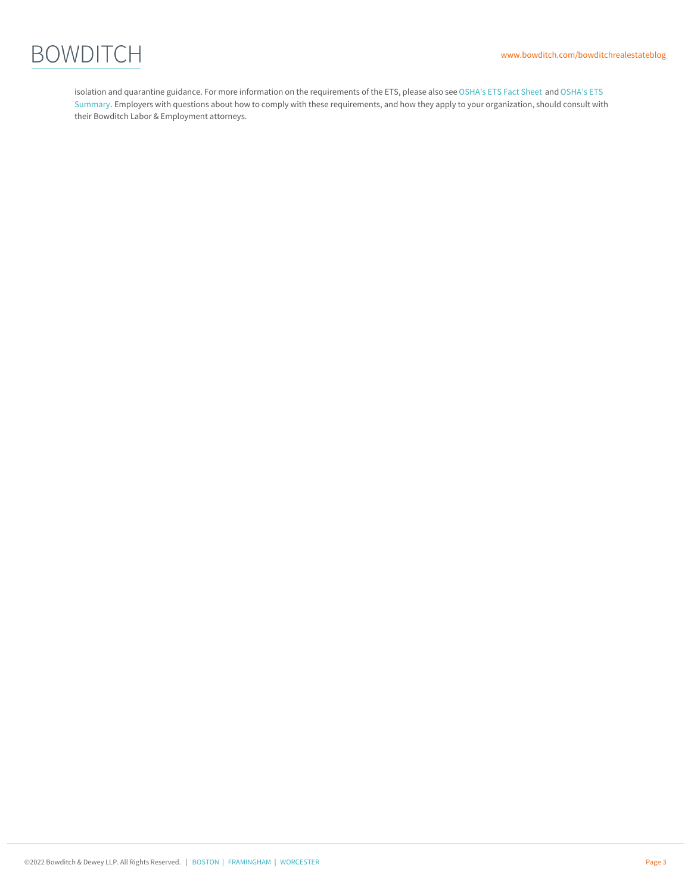isolation and quarantine guidance. For more information on the requirements of the ETS, please also see OSHA's ETS Fact Sheet and OSHA's ETS Summary. Employers with questions about how to comply with these requirements, and how they apply to your organization, should consult with their Bowditch Labor & Employment attorneys.